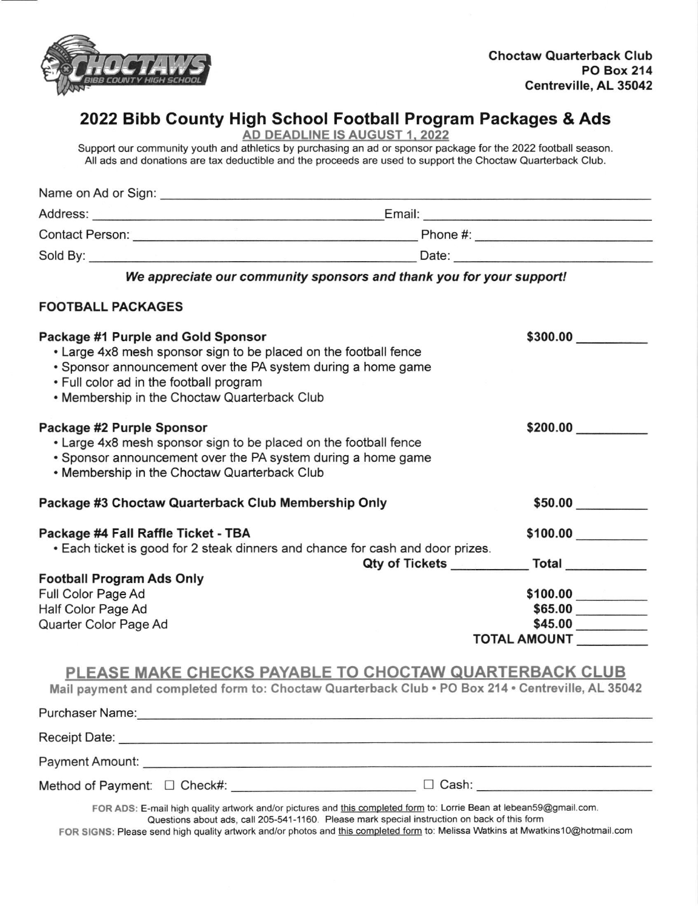Choctaw Quarterback Club
PO Box 214
Centreville, AL 35042

# 2022 Bibb County High School Football Program Packages & Ads

**AD DEADLINE IS AUGUST 1, 2022**

Support our community youth and athletics by purchasing an ad or sponsor package for the 2022 football season. All ads and donations are tax deductible and the proceeds are used to support the Choctaw Quarterback Club.

Name on Ad or Sign: ______________________________

Address: ______________________________ Email: ______________________________

Contact Person: ______________________________ Phone #: ______________________________

Sold By: ______________________________ Date: ______________________________

***We appreciate our community sponsors and thank you for your support!***

## FOOTBALL PACKAGES

**Package #1 Purple and Gold Sponsor** — **$300.00** __________

- Large 4x8 mesh sponsor sign to be placed on the football fence
- Sponsor announcement over the PA system during a home game
- Full color ad in the football program
- Membership in the Choctaw Quarterback Club

**Package #2 Purple Sponsor** — **$200.00** __________

- Large 4x8 mesh sponsor sign to be placed on the football fence
- Sponsor announcement over the PA system during a home game
- Membership in the Choctaw Quarterback Club

**Package #3 Choctaw Quarterback Club Membership Only** — **$50.00** __________

**Package #4 Fall Raffle Ticket - TBA** — **$100.00** __________

- Each ticket is good for 2 steak dinners and chance for cash and door prizes.

**Qty of Tickets** __________ **Total** __________

**Football Program Ads Only**

| | |
|---|---|
| Full Color Page Ad | **$100.00** __________ |
| Half Color Page Ad | **$65.00** __________ |
| Quarter Color Page Ad | **$45.00** __________ |
| | **TOTAL AMOUNT** __________ |

## PLEASE MAKE CHECKS PAYABLE TO CHOCTAW QUARTERBACK CLUB

**Mail payment and completed form to: Choctaw Quarterback Club • PO Box 214 • Centreville, AL 35042**

Purchaser Name: ______________________________

Receipt Date: ______________________________

Payment Amount: ______________________________

Method of Payment: ☐ Check#: ______________________________ ☐ Cash: ______________________________

**FOR ADS:** E-mail high quality artwork and/or pictures and this completed form to: Lorrie Bean at lebean59@gmail.com. Questions about ads, call 205-541-1160. Please mark special instruction on back of this form

**FOR SIGNS:** Please send high quality artwork and/or photos and this completed form to: Melissa Watkins at Mwatkins10@hotmail.com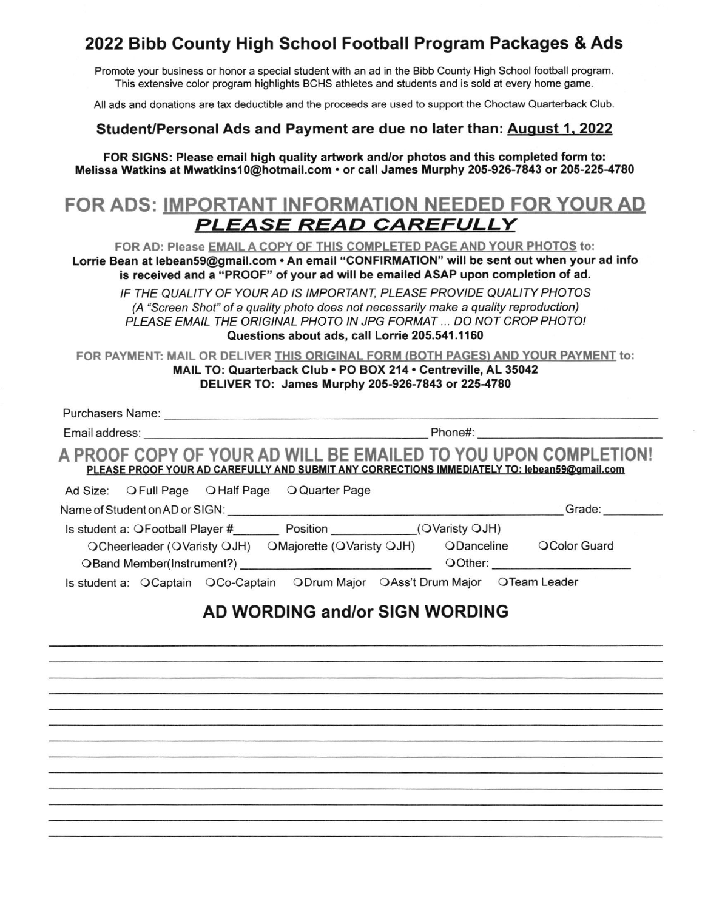## 2022 Bibb County High School Football Program Packages & Ads

Promote your business or honor a special student with an ad in the Bibb County High School football program. This extensive color program highlights BCHS athletes and students and is sold at every home game.

All ads and donations are tax deductible and the proceeds are used to support the Choctaw Quarterback Club.

**Student/Personal Ads and Payment are due no later than: August 1, 2022**

**FOR SIGNS: Please email high quality artwork and/or photos and this completed form to: Melissa Watkins at Mwatkins10@hotmail.com • or call James Murphy 205-926-7843 or 205-225-4780**

## FOR ADS: IMPORTANT INFORMATION NEEDED FOR YOUR AD

## *PLEASE READ CAREFULLY*

**FOR AD: Please EMAIL A COPY OF THIS COMPLETED PAGE AND YOUR PHOTOS to: Lorrie Bean at lebean59@gmail.com • An email "CONFIRMATION" will be sent out when your ad info is received and a "PROOF" of your ad will be emailed ASAP upon completion of ad.**

*IF THE QUALITY OF YOUR AD IS IMPORTANT, PLEASE PROVIDE QUALITY PHOTOS*
*(A "Screen Shot" of a quality photo does not necessarily make a quality reproduction)*
*PLEASE EMAIL THE ORIGINAL PHOTO IN JPG FORMAT ... DO NOT CROP PHOTO!*
**Questions about ads, call Lorrie 205.541.1160**

**FOR PAYMENT: MAIL OR DELIVER THIS ORIGINAL FORM (BOTH PAGES) AND YOUR PAYMENT to:**
**MAIL TO: Quarterback Club • PO BOX 214 • Centreville, AL 35042**
**DELIVER TO: James Murphy 205-926-7843 or 225-4780**

Purchasers Name: ______________________________

Email address: ______________________________ Phone#: ______________________________

## A PROOF COPY OF YOUR AD WILL BE EMAILED TO YOU UPON COMPLETION!

**PLEASE PROOF YOUR AD CAREFULLY AND SUBMIT ANY CORRECTIONS IMMEDIATELY TO: lebean59@gmail.com**

Ad Size: ○ Full Page ○ Half Page ○ Quarter Page

Name of Student on AD or SIGN: ______________________________ Grade: __________

Is student a: ○ Football Player # _______ Position ____________ (○ Varisty ○ JH)
○ Cheerleader (○ Varisty ○ JH) ○ Majorette (○ Varisty ○ JH) ○ Danceline ○ Color Guard
○ Band Member(Instrument?) ______________________________ ○ Other: ____________________

Is student a: ○ Captain ○ Co-Captain ○ Drum Major ○ Ass't Drum Major ○ Team Leader

## AD WORDING and/or SIGN WORDING

______________________________________________________________________

______________________________________________________________________

______________________________________________________________________

______________________________________________________________________

______________________________________________________________________

______________________________________________________________________

______________________________________________________________________

______________________________________________________________________

______________________________________________________________________

______________________________________________________________________

______________________________________________________________________

______________________________________________________________________